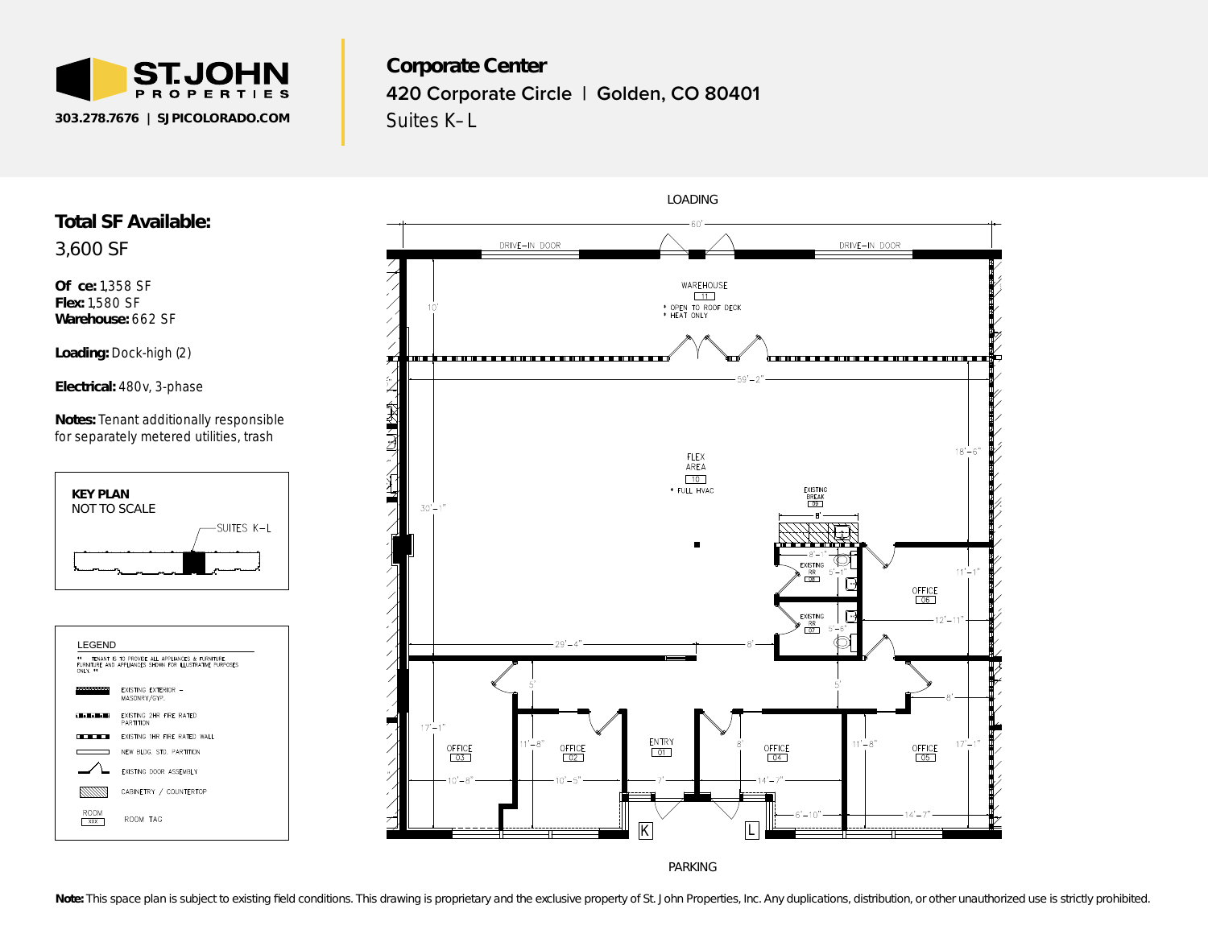**ST. JOHN PROPERTIES**

303.278.7676 | SJPICOLORADO.COM

# Corporate Center

## 420 Corporate Circle | Golden, CO 80401

Suites K–L

## Total SF Available:

3,600 SF

**Office:** 1,358 SF
**Flex:** 1,580 SF
**Warehouse:** 662 SF

**Loading:** Dock-high (2)

**Electrical:** 480v, 3-phase

**Notes:** Tenant additionally responsible for separately metered utilities, trash

**KEY PLAN**
NOT TO SCALE

SUITES K–L

LEGEND

** TENANT IS TO PROVIDE ALL APPLIANCES & FURNITURE. FURNITURE AND APPLIANCES SHOWN FOR ILLUSTRATIVE PURPOSES ONLY. **

- EXISTING EXTERIOR – MASONRY/GYP.
- EXISTING 2HR FIRE RATED PARTITION
- EXISTING 1HR FIRE RATED WALL
- NEW BLDG. STD. PARTITION
- EXISTING DOOR ASSEMBLY
- CABINETRY / COUNTERTOP
- ROOM XXX — ROOM TAG

LOADING

60'

DRIVE-IN DOOR

DRIVE-IN DOOR

WAREHOUSE 11
* OPEN TO ROOF DECK
* HEAT ONLY

10'

59'–2"

FLEX AREA 10
* FULL HVAC

EXISTING BREAK 09

8'

30'–1"

18'–6"

8'–1"

EXISTING RR 08

5'–1"

EXISTING RR 07

5'–6"

11'–1"

OFFICE 06

12'–11"

29'–4"

8'

5'

5'

8'

17'–1"

OFFICE 03

11'–8"

OFFICE 02

ENTRY 01

8'

OFFICE 04

11'–8"

OFFICE 05

17'–1"

10'–8"

10'–5"

7'

14'–7"

6'–10"

14'–7"

K

L

PARKING

**Note:** This space plan is subject to existing field conditions. This drawing is proprietary and the exclusive property of St. John Properties, Inc. Any duplications, distribution, or other unauthorized use is strictly prohibited.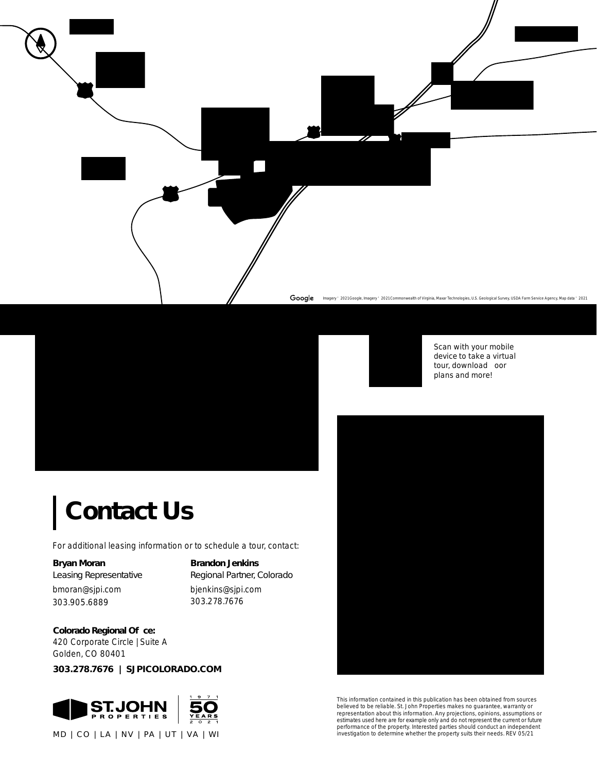Google Imagery © 2021 Google, Imagery © 2021 Commonwealth of Virginia, Maxar Technologies, U.S. Geological Survey, USDA Farm Service Agency, Map data © 2021

Scan with your mobile device to take a virtual tour, download floor plans and more!

# Contact Us

*For additional leasing information or to schedule a tour, contact:*

**Bryan Moran**
Leasing Representative
bmoran@sjpi.com
303.905.6889

**Brandon Jenkins**
Regional Partner, Colorado
bjenkins@sjpi.com
303.278.7676

**Colorado Regional Office:**
420 Corporate Circle | Suite A
Golden, CO 80401

**303.278.7676 | SJPICOLORADO.COM**

ST. JOHN PROPERTIES

1971 50 YEARS 2021

MD | CO | LA | NV | PA | UT | VA | WI

This information contained in this publication has been obtained from sources believed to be reliable. St. John Properties makes no guarantee, warranty or representation about this information. Any projections, opinions, assumptions or estimates used here are for example only and do not represent the current or future performance of the property. Interested parties should conduct an independent investigation to determine whether the property suits their needs. REV 05/21